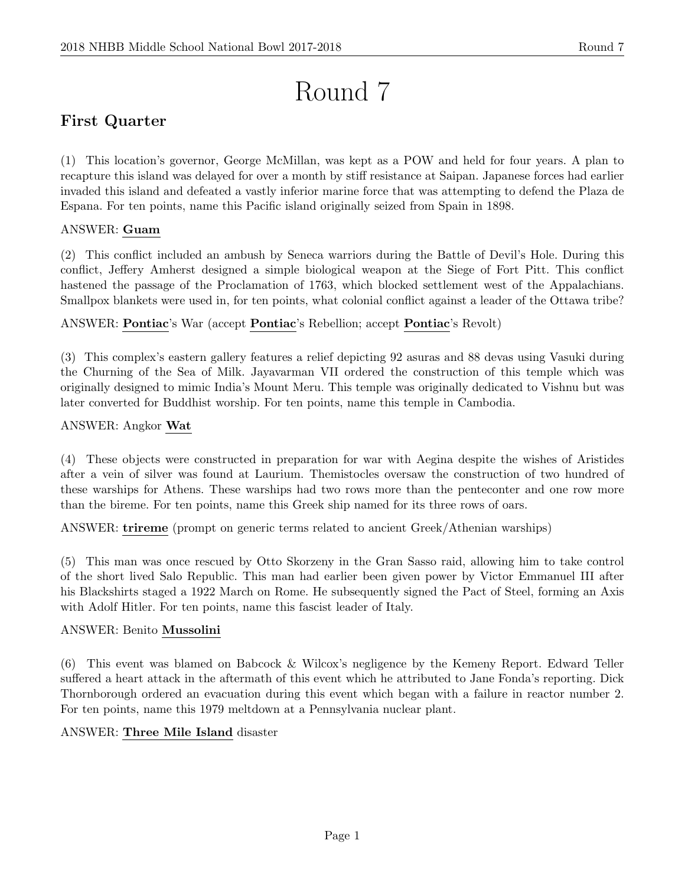# Round 7

## First Quarter

(1) This location's governor, George McMillan, was kept as a POW and held for four years. A plan to recapture this island was delayed for over a month by stiff resistance at Saipan. Japanese forces had earlier invaded this island and defeated a vastly inferior marine force that was attempting to defend the Plaza de Espana. For ten points, name this Pacific island originally seized from Spain in 1898.

ANSWER: **Guam**

(2) This conflict included an ambush by Seneca warriors during the Battle of Devil's Hole. During this conflict, Jeffery Amherst designed a simple biological weapon at the Siege of Fort Pitt. This conflict hastened the passage of the Proclamation of 1763, which blocked settlement west of the Appalachians. Smallpox blankets were used in, for ten points, what colonial conflict against a leader of the Ottawa tribe?

ANSWER: **Pontiac**'s War (accept **Pontiac**'s Rebellion; accept **Pontiac**'s Revolt)

(3) This complex's eastern gallery features a relief depicting 92 asuras and 88 devas using Vasuki during the Churning of the Sea of Milk. Jayavarman VII ordered the construction of this temple which was originally designed to mimic India's Mount Meru. This temple was originally dedicated to Vishnu but was later converted for Buddhist worship. For ten points, name this temple in Cambodia.

ANSWER: Angkor **Wat**

(4) These objects were constructed in preparation for war with Aegina despite the wishes of Aristides after a vein of silver was found at Laurium. Themistocles oversaw the construction of two hundred of these warships for Athens. These warships had two rows more than the penteconter and one row more than the bireme. For ten points, name this Greek ship named for its three rows of oars.

ANSWER: **trireme** (prompt on generic terms related to ancient Greek/Athenian warships)

(5) This man was once rescued by Otto Skorzeny in the Gran Sasso raid, allowing him to take control of the short lived Salo Republic. This man had earlier been given power by Victor Emmanuel III after his Blackshirts staged a 1922 March on Rome. He subsequently signed the Pact of Steel, forming an Axis with Adolf Hitler. For ten points, name this fascist leader of Italy.

ANSWER: Benito **Mussolini**

(6) This event was blamed on Babcock & Wilcox's negligence by the Kemeny Report. Edward Teller suffered a heart attack in the aftermath of this event which he attributed to Jane Fonda's reporting. Dick Thornborough ordered an evacuation during this event which began with a failure in reactor number 2. For ten points, name this 1979 meltdown at a Pennsylvania nuclear plant.

ANSWER: **Three Mile Island** disaster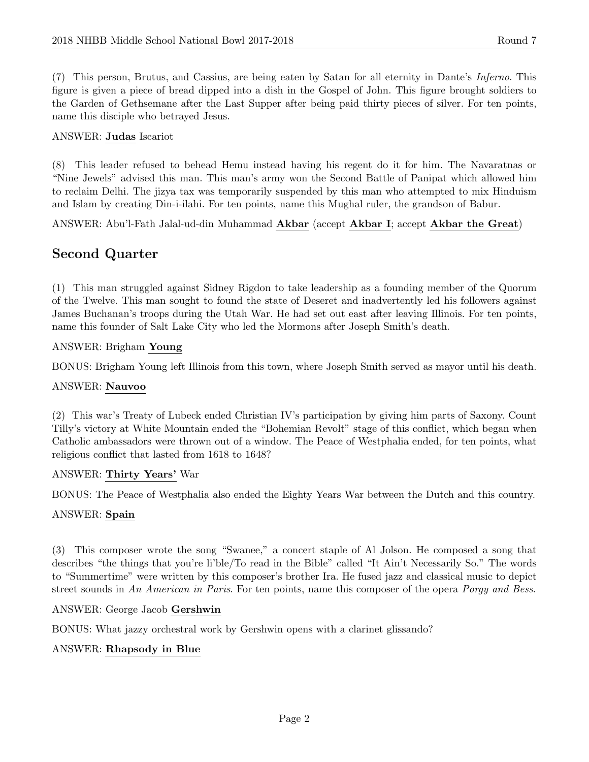(7) This person, Brutus, and Cassius, are being eaten by Satan for all eternity in Dante's *Inferno*. This figure is given a piece of bread dipped into a dish in the Gospel of John. This figure brought soldiers to the Garden of Gethsemane after the Last Supper after being paid thirty pieces of silver. For ten points, name this disciple who betrayed Jesus.

ANSWER: **Judas** Iscariot

(8) This leader refused to behead Hemu instead having his regent do it for him. The Navaratnas or "Nine Jewels" advised this man. This man's army won the Second Battle of Panipat which allowed him to reclaim Delhi. The jizya tax was temporarily suspended by this man who attempted to mix Hinduism and Islam by creating Din-i-ilahi. For ten points, name this Mughal ruler, the grandson of Babur.

ANSWER: Abu'l-Fath Jalal-ud-din Muhammad **Akbar** (accept **Akbar I**; accept **Akbar the Great**)

## Second Quarter

(1) This man struggled against Sidney Rigdon to take leadership as a founding member of the Quorum of the Twelve. This man sought to found the state of Deseret and inadvertently led his followers against James Buchanan's troops during the Utah War. He had set out east after leaving Illinois. For ten points, name this founder of Salt Lake City who led the Mormons after Joseph Smith's death.

ANSWER: Brigham **Young**

BONUS: Brigham Young left Illinois from this town, where Joseph Smith served as mayor until his death.

ANSWER: **Nauvoo**

(2) This war's Treaty of Lubeck ended Christian IV's participation by giving him parts of Saxony. Count Tilly's victory at White Mountain ended the "Bohemian Revolt" stage of this conflict, which began when Catholic ambassadors were thrown out of a window. The Peace of Westphalia ended, for ten points, what religious conflict that lasted from 1618 to 1648?

ANSWER: **Thirty Years'** War

BONUS: The Peace of Westphalia also ended the Eighty Years War between the Dutch and this country.

ANSWER: **Spain**

(3) This composer wrote the song "Swanee," a concert staple of Al Jolson. He composed a song that describes "the things that you're li'ble/To read in the Bible" called "It Ain't Necessarily So." The words to "Summertime" were written by this composer's brother Ira. He fused jazz and classical music to depict street sounds in *An American in Paris*. For ten points, name this composer of the opera *Porgy and Bess*.

ANSWER: George Jacob **Gershwin**

BONUS: What jazzy orchestral work by Gershwin opens with a clarinet glissando?

ANSWER: **Rhapsody in Blue**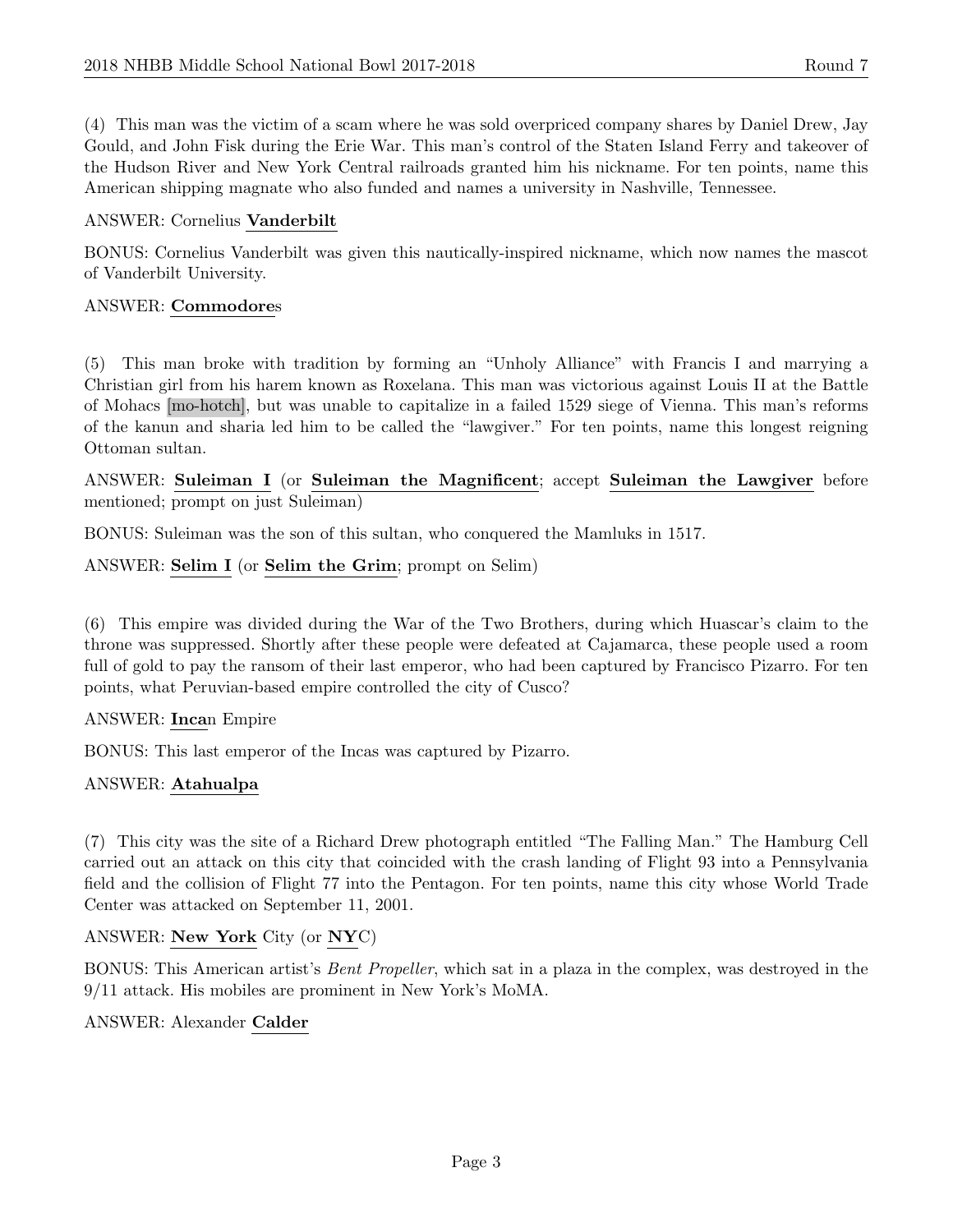(4) This man was the victim of a scam where he was sold overpriced company shares by Daniel Drew, Jay Gould, and John Fisk during the Erie War. This man's control of the Staten Island Ferry and takeover of the Hudson River and New York Central railroads granted him his nickname. For ten points, name this American shipping magnate who also funded and names a university in Nashville, Tennessee.

ANSWER: Cornelius **Vanderbilt**

BONUS: Cornelius Vanderbilt was given this nautically-inspired nickname, which now names the mascot of Vanderbilt University.

ANSWER: **Commodore**s

(5) This man broke with tradition by forming an "Unholy Alliance" with Francis I and marrying a Christian girl from his harem known as Roxelana. This man was victorious against Louis II at the Battle of Mohacs [mo-hotch], but was unable to capitalize in a failed 1529 siege of Vienna. This man's reforms of the kanun and sharia led him to be called the "lawgiver." For ten points, name this longest reigning Ottoman sultan.

ANSWER: **Suleiman I** (or **Suleiman the Magnificent**; accept **Suleiman the Lawgiver** before mentioned; prompt on just Suleiman)

BONUS: Suleiman was the son of this sultan, who conquered the Mamluks in 1517.

ANSWER: **Selim I** (or **Selim the Grim**; prompt on Selim)

(6) This empire was divided during the War of the Two Brothers, during which Huascar's claim to the throne was suppressed. Shortly after these people were defeated at Cajamarca, these people used a room full of gold to pay the ransom of their last emperor, who had been captured by Francisco Pizarro. For ten points, what Peruvian-based empire controlled the city of Cusco?

ANSWER: **Inca**n Empire

BONUS: This last emperor of the Incas was captured by Pizarro.

ANSWER: **Atahualpa**

(7) This city was the site of a Richard Drew photograph entitled "The Falling Man." The Hamburg Cell carried out an attack on this city that coincided with the crash landing of Flight 93 into a Pennsylvania field and the collision of Flight 77 into the Pentagon. For ten points, name this city whose World Trade Center was attacked on September 11, 2001.

ANSWER: **New York** City (or **NY**C)

BONUS: This American artist's *Bent Propeller*, which sat in a plaza in the complex, was destroyed in the 9/11 attack. His mobiles are prominent in New York's MoMA.

ANSWER: Alexander **Calder**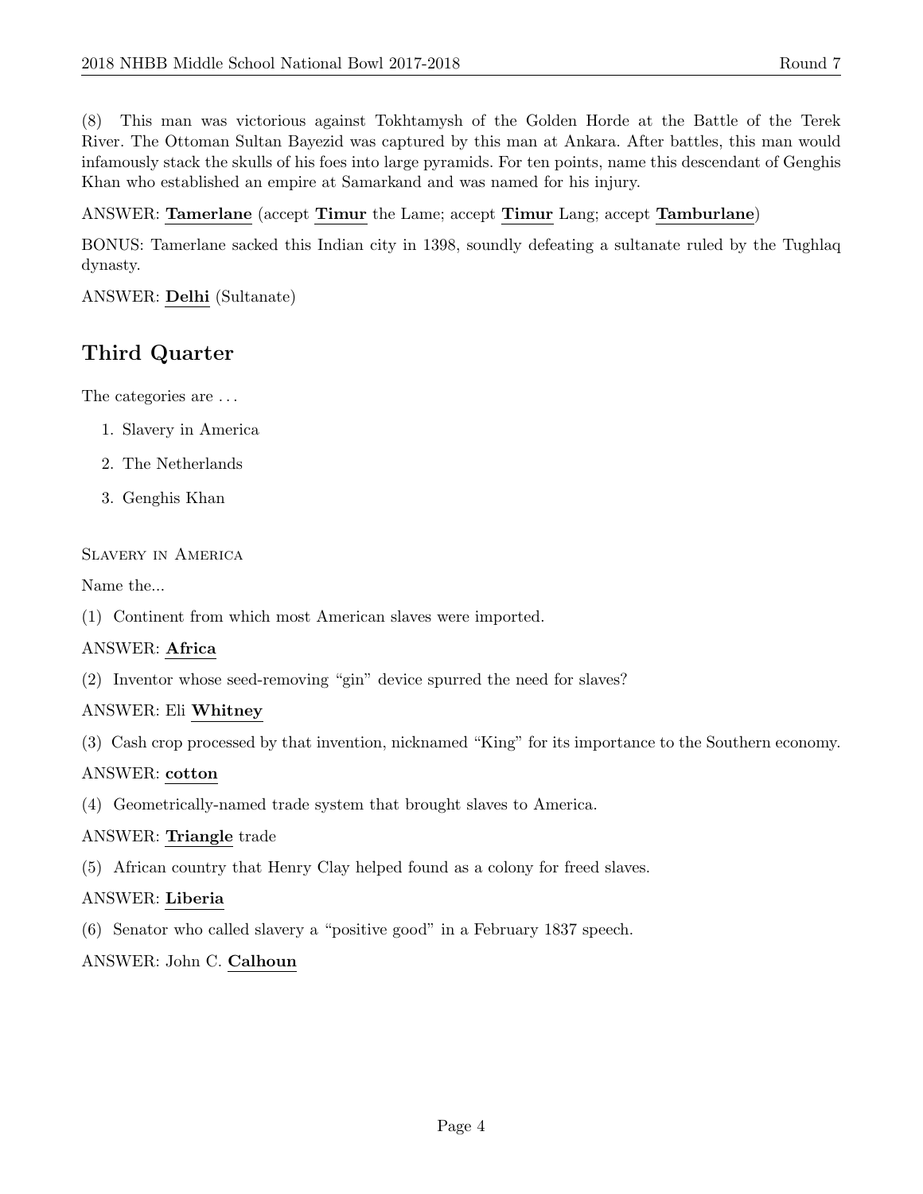(8) This man was victorious against Tokhtamysh of the Golden Horde at the Battle of the Terek River. The Ottoman Sultan Bayezid was captured by this man at Ankara. After battles, this man would infamously stack the skulls of his foes into large pyramids. For ten points, name this descendant of Genghis Khan who established an empire at Samarkand and was named for his injury.

ANSWER: **Tamerlane** (accept **Timur** the Lame; accept **Timur** Lang; accept **Tamburlane**)

BONUS: Tamerlane sacked this Indian city in 1398, soundly defeating a sultanate ruled by the Tughlaq dynasty.

ANSWER: **Delhi** (Sultanate)

## Third Quarter

The categories are . . .

1. Slavery in America
2. The Netherlands
3. Genghis Khan

Slavery in America

Name the...

(1) Continent from which most American slaves were imported.

ANSWER: **Africa**

(2) Inventor whose seed-removing "gin" device spurred the need for slaves?

ANSWER: Eli **Whitney**

(3) Cash crop processed by that invention, nicknamed "King" for its importance to the Southern economy.

ANSWER: **cotton**

(4) Geometrically-named trade system that brought slaves to America.

ANSWER: **Triangle** trade

(5) African country that Henry Clay helped found as a colony for freed slaves.

ANSWER: **Liberia**

(6) Senator who called slavery a "positive good" in a February 1837 speech.

ANSWER: John C. **Calhoun**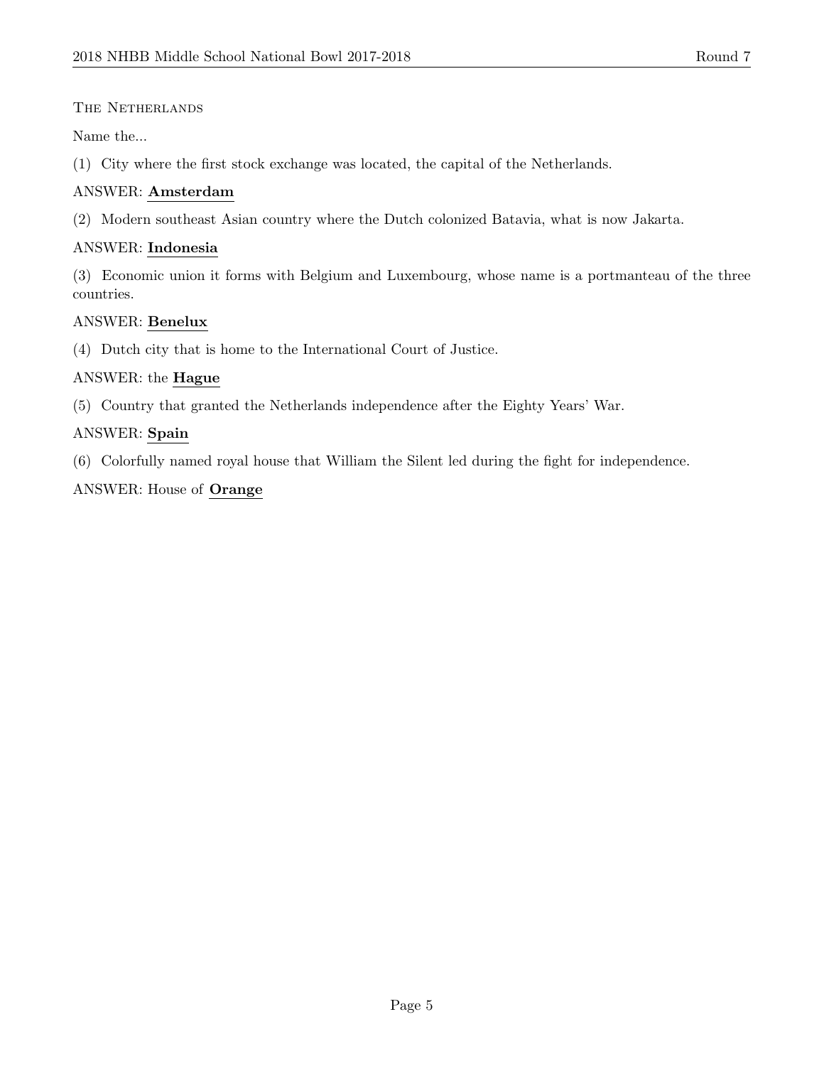THE NETHERLANDS

Name the...

(1) City where the first stock exchange was located, the capital of the Netherlands.

ANSWER: **Amsterdam**

(2) Modern southeast Asian country where the Dutch colonized Batavia, what is now Jakarta.

ANSWER: **Indonesia**

(3) Economic union it forms with Belgium and Luxembourg, whose name is a portmanteau of the three countries.

ANSWER: **Benelux**

(4) Dutch city that is home to the International Court of Justice.

ANSWER: the **Hague**

(5) Country that granted the Netherlands independence after the Eighty Years' War.

ANSWER: **Spain**

(6) Colorfully named royal house that William the Silent led during the fight for independence.

ANSWER: House of **Orange**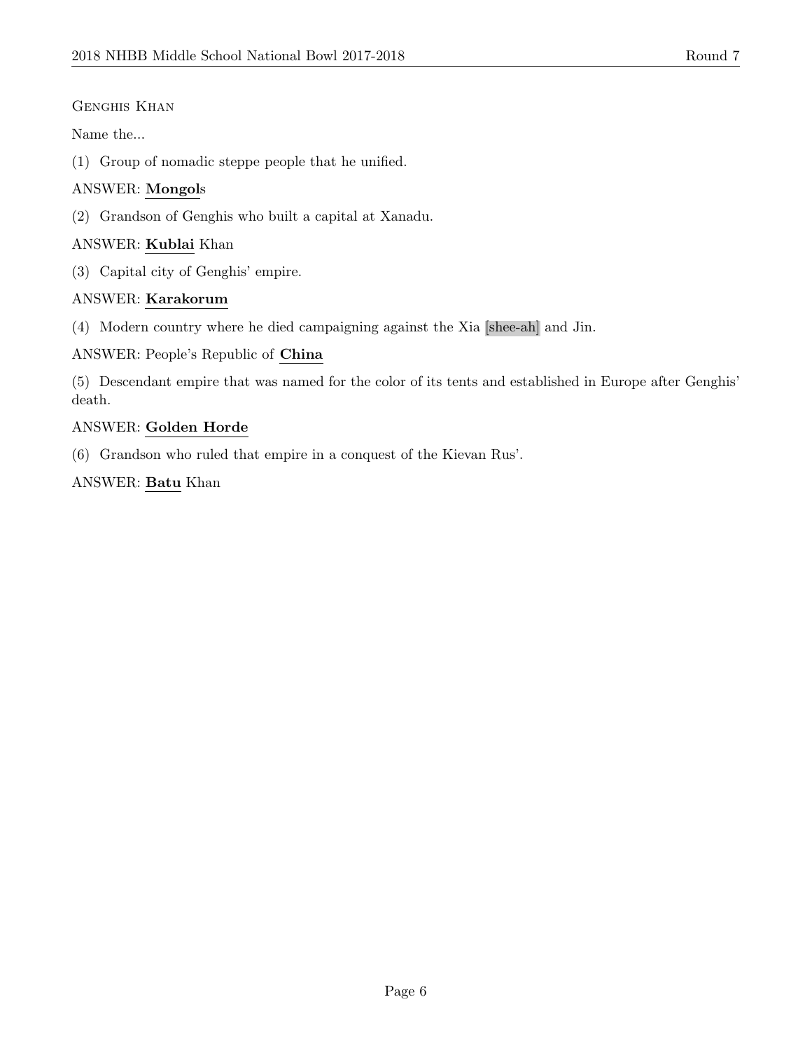Genghis Khan

Name the...

(1) Group of nomadic steppe people that he unified.

ANSWER: **Mongol**s

(2) Grandson of Genghis who built a capital at Xanadu.

ANSWER: **Kublai** Khan

(3) Capital city of Genghis' empire.

ANSWER: **Karakorum**

(4) Modern country where he died campaigning against the Xia [shee-ah] and Jin.

ANSWER: People's Republic of **China**

(5) Descendant empire that was named for the color of its tents and established in Europe after Genghis' death.

ANSWER: **Golden Horde**

(6) Grandson who ruled that empire in a conquest of the Kievan Rus'.

ANSWER: **Batu** Khan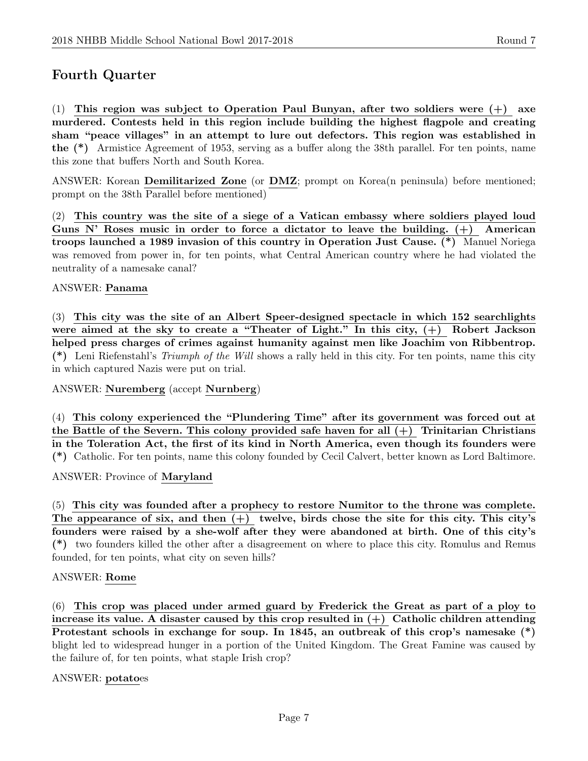## Fourth Quarter

(1) **This region was subject to Operation Paul Bunyan, after two soldiers were (+) axe murdered. Contests held in this region include building the highest flagpole and creating sham "peace villages" in an attempt to lure out defectors. This region was established in the (*)** Armistice Agreement of 1953, serving as a buffer along the 38th parallel. For ten points, name this zone that buffers North and South Korea.

ANSWER: Korean **Demilitarized Zone** (or **DMZ**; prompt on Korea(n peninsula) before mentioned; prompt on the 38th Parallel before mentioned)

(2) **This country was the site of a siege of a Vatican embassy where soldiers played loud Guns N' Roses music in order to force a dictator to leave the building. (+) American troops launched a 1989 invasion of this country in Operation Just Cause. (*)** Manuel Noriega was removed from power in, for ten points, what Central American country where he had violated the neutrality of a namesake canal?

ANSWER: **Panama**

(3) **This city was the site of an Albert Speer-designed spectacle in which 152 searchlights were aimed at the sky to create a "Theater of Light." In this city, (+) Robert Jackson helped press charges of crimes against humanity against men like Joachim von Ribbentrop. (*)** Leni Riefenstahl's *Triumph of the Will* shows a rally held in this city. For ten points, name this city in which captured Nazis were put on trial.

ANSWER: **Nuremberg** (accept **Nurnberg**)

(4) **This colony experienced the "Plundering Time" after its government was forced out at the Battle of the Severn. This colony provided safe haven for all (+) Trinitarian Christians in the Toleration Act, the first of its kind in North America, even though its founders were (*)** Catholic. For ten points, name this colony founded by Cecil Calvert, better known as Lord Baltimore.

ANSWER: Province of **Maryland**

(5) **This city was founded after a prophecy to restore Numitor to the throne was complete. The appearance of six, and then (+) twelve, birds chose the site for this city. This city's founders were raised by a she-wolf after they were abandoned at birth. One of this city's (*)** two founders killed the other after a disagreement on where to place this city. Romulus and Remus founded, for ten points, what city on seven hills?

ANSWER: **Rome**

(6) **This crop was placed under armed guard by Frederick the Great as part of a ploy to increase its value. A disaster caused by this crop resulted in (+) Catholic children attending Protestant schools in exchange for soup. In 1845, an outbreak of this crop's namesake (*)** blight led to widespread hunger in a portion of the United Kingdom. The Great Famine was caused by the failure of, for ten points, what staple Irish crop?

ANSWER: **potato**es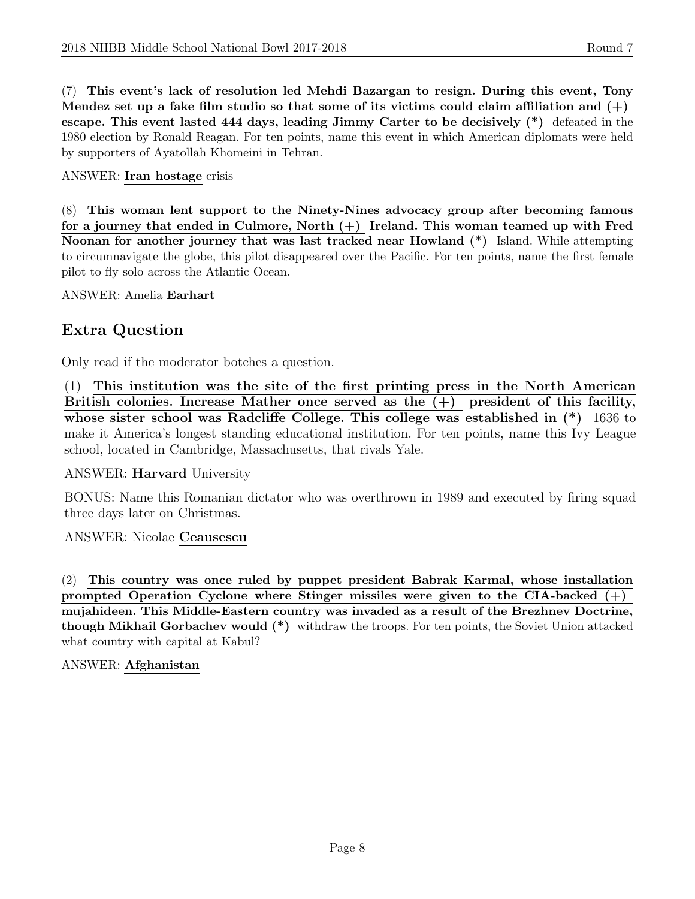(7) **This event's lack of resolution led Mehdi Bazargan to resign. During this event, Tony Mendez set up a fake film studio so that some of its victims could claim affiliation and (+) escape. This event lasted 444 days, leading Jimmy Carter to be decisively (*)** defeated in the 1980 election by Ronald Reagan. For ten points, name this event in which American diplomats were held by supporters of Ayatollah Khomeini in Tehran.

ANSWER: **Iran hostage** crisis

(8) **This woman lent support to the Ninety-Nines advocacy group after becoming famous for a journey that ended in Culmore, North (+) Ireland. This woman teamed up with Fred Noonan for another journey that was last tracked near Howland (*)** Island. While attempting to circumnavigate the globe, this pilot disappeared over the Pacific. For ten points, name the first female pilot to fly solo across the Atlantic Ocean.

ANSWER: Amelia **Earhart**

## Extra Question

Only read if the moderator botches a question.

(1) **This institution was the site of the first printing press in the North American British colonies. Increase Mather once served as the (+) president of this facility, whose sister school was Radcliffe College. This college was established in (*)** 1636 to make it America's longest standing educational institution. For ten points, name this Ivy League school, located in Cambridge, Massachusetts, that rivals Yale.

ANSWER: **Harvard** University

BONUS: Name this Romanian dictator who was overthrown in 1989 and executed by firing squad three days later on Christmas.

ANSWER: Nicolae **Ceausescu**

(2) **This country was once ruled by puppet president Babrak Karmal, whose installation prompted Operation Cyclone where Stinger missiles were given to the CIA-backed (+) mujahideen. This Middle-Eastern country was invaded as a result of the Brezhnev Doctrine, though Mikhail Gorbachev would (*)** withdraw the troops. For ten points, the Soviet Union attacked what country with capital at Kabul?

ANSWER: **Afghanistan**